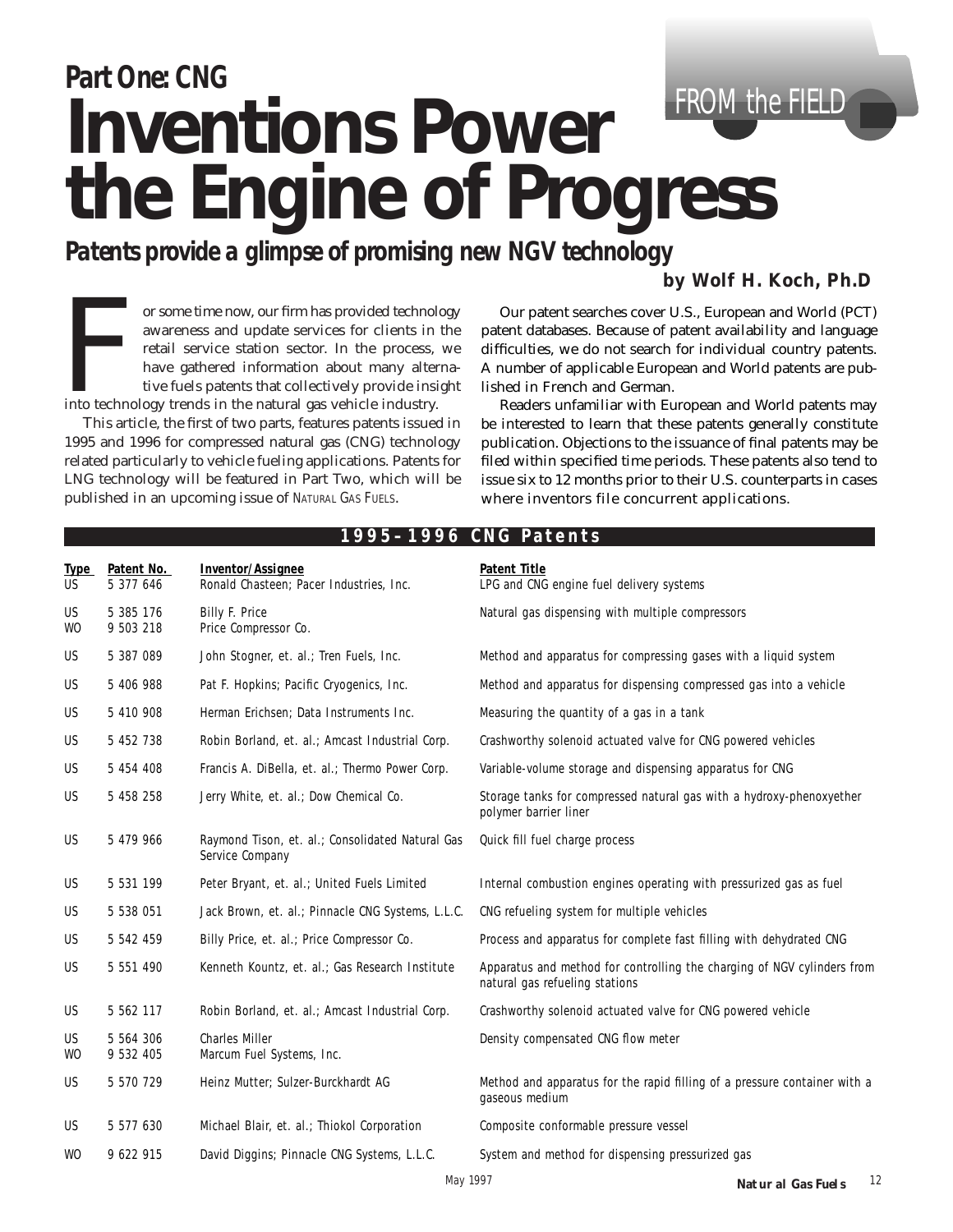## Part One: CNG

# Inventions Power the Engine of Progress

FROM the FIELD

### Patents provide a glimpse of promising new NGV technology

**by Wolf H. Koch, Ph.D**

For some time now, our firm has provided technology awareness and update services for clients in the retail service station sector. In the process, we have gathered information about many alternative fuels patents that collectively provide insight into technology trends in the natural gas vehicle industry.

This article, the first of two parts, features patents issued in 1995 and 1996 for compressed natural gas (CNG) technology related particularly to vehicle fueling applications. Patents for LNG technology will be featured in Part Two, which will be published in an upcoming issue of NATURAL GAS FUELS.

Our patent searches cover U.S., European and World (PCT) patent databases. Because of patent availability and language difficulties, we do not search for individual country patents. A number of applicable European and World patents are published in French and German.

Readers unfamiliar with European and World patents may be interested to learn that these patents generally constitute publication. Objections to the issuance of final patents may be filed within specified time periods. These patents also tend to issue six to 12 months prior to their U.S. counterparts in cases where inventors file concurrent applications.

**1995–1996 CNG Patents**

| Type | Patent No. | Inventor/Assignee | Patent Title |
|---|---|---|---|
| US | 5 377 646 | Ronald Chasteen; Pacer Industries, Inc. | LPG and CNG engine fuel delivery systems |
| US<br>WO | 5 385 176<br>9 503 218 | Billy F. Price<br>Price Compressor Co. | Natural gas dispensing with multiple compressors |
| US | 5 387 089 | John Stogner, et. al.; Tren Fuels, Inc. | Method and apparatus for compressing gases with a liquid system |
| US | 5 406 988 | Pat F. Hopkins; Pacific Cryogenics, Inc. | Method and apparatus for dispensing compressed gas into a vehicle |
| US | 5 410 908 | Herman Erichsen; Data Instruments Inc. | Measuring the quantity of a gas in a tank |
| US | 5 452 738 | Robin Borland, et. al.; Amcast Industrial Corp. | Crashworthy solenoid actuated valve for CNG powered vehicles |
| US | 5 454 408 | Francis A. DiBella, et. al.; Thermo Power Corp. | Variable-volume storage and dispensing apparatus for CNG |
| US | 5 458 258 | Jerry White, et. al.; Dow Chemical Co. | Storage tanks for compressed natural gas with a hydroxy-phenoxyether polymer barrier liner |
| US | 5 479 966 | Raymond Tison, et. al.; Consolidated Natural Gas Service Company | Quick fill fuel charge process |
| US | 5 531 199 | Peter Bryant, et. al.; United Fuels Limited | Internal combustion engines operating with pressurized gas as fuel |
| US | 5 538 051 | Jack Brown, et. al.; Pinnacle CNG Systems, L.L.C. | CNG refueling system for multiple vehicles |
| US | 5 542 459 | Billy Price, et. al.; Price Compressor Co. | Process and apparatus for complete fast filling with dehydrated CNG |
| US | 5 551 490 | Kenneth Kountz, et. al.; Gas Research Institute | Apparatus and method for controlling the charging of NGV cylinders from natural gas refueling stations |
| US | 5 562 117 | Robin Borland, et. al.; Amcast Industrial Corp. | Crashworthy solenoid actuated valve for CNG powered vehicle |
| US<br>WO | 5 564 306<br>9 532 405 | Charles Miller<br>Marcum Fuel Systems, Inc. | Density compensated CNG flow meter |
| US | 5 570 729 | Heinz Mutter; Sulzer-Burckhardt AG | Method and apparatus for the rapid filling of a pressure container with a gaseous medium |
| US | 5 577 630 | Michael Blair, et. al.; Thiokol Corporation | Composite conformable pressure vessel |
| WO | 9 622 915 | David Diggins; Pinnacle CNG Systems, L.L.C. | System and method for dispensing pressurized gas |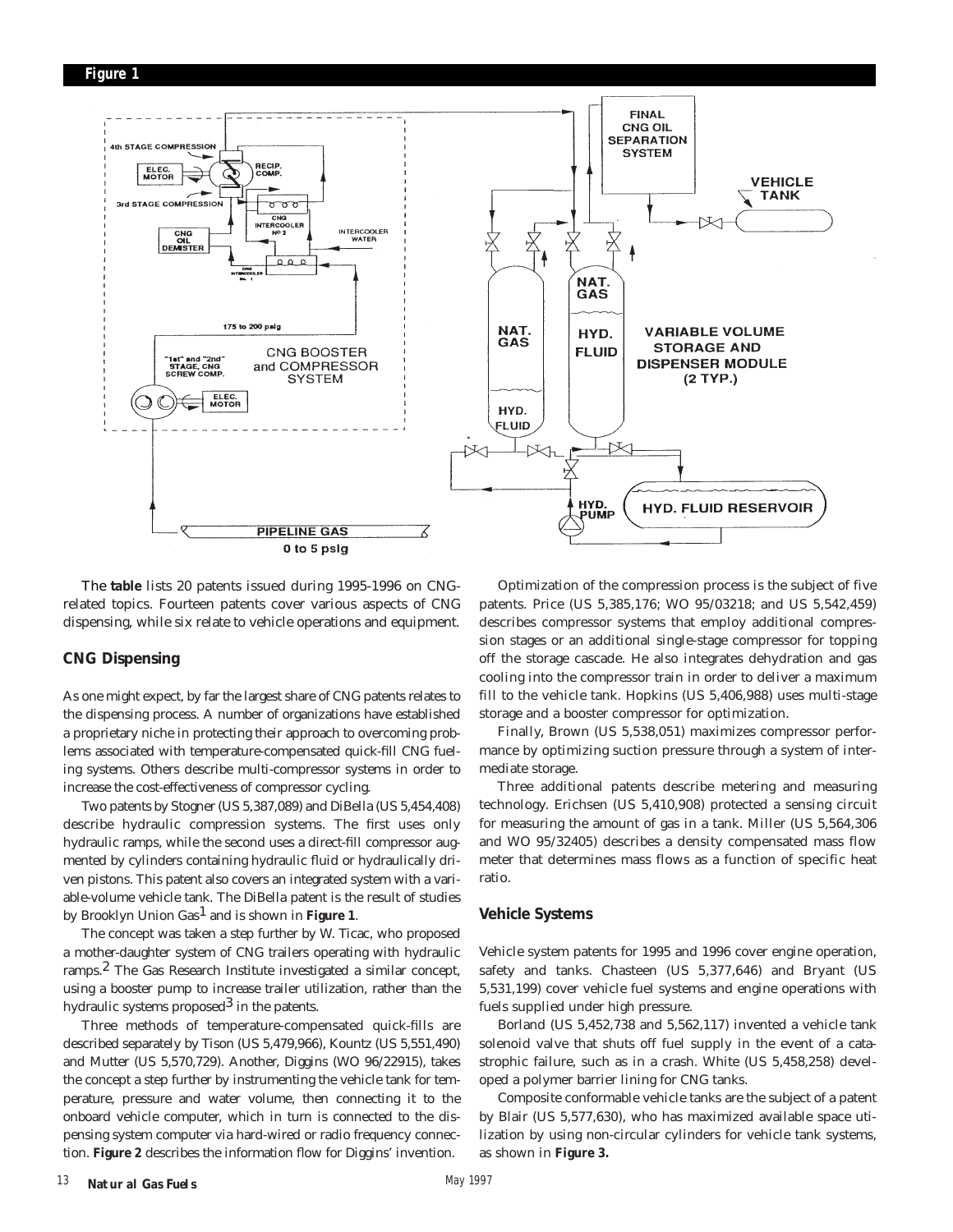**Figure 1**

The **table** lists 20 patents issued during 1995-1996 on CNG-related topics. Fourteen patents cover various aspects of CNG dispensing, while six relate to vehicle operations and equipment.

## CNG Dispensing

As one might expect, by far the largest share of CNG patents relates to the dispensing process. A number of organizations have established a proprietary niche in protecting their approach to overcoming problems associated with temperature-compensated quick-fill CNG fueling systems. Others describe multi-compressor systems in order to increase the cost-effectiveness of compressor cycling.

Two patents by Stogner (US 5,387,089) and DiBella (US 5,454,408) describe hydraulic compression systems. The first uses only hydraulic ramps, while the second uses a direct-fill compressor augmented by cylinders containing hydraulic fluid or hydraulically driven pistons. This patent also covers an integrated system with a variable-volume vehicle tank. The DiBella patent is the result of studies by Brooklyn Union Gas[1] and is shown in **Figure 1**.

The concept was taken a step further by W. Ticac, who proposed a mother-daughter system of CNG trailers operating with hydraulic ramps.[2] The Gas Research Institute investigated a similar concept, using a booster pump to increase trailer utilization, rather than the hydraulic systems proposed[3] in the patents.

Three methods of temperature-compensated quick-fills are described separately by Tison (US 5,479,966), Kountz (US 5,551,490) and Mutter (US 5,570,729). Another, Diggins (WO 96/22915), takes the concept a step further by instrumenting the vehicle tank for temperature, pressure and water volume, then connecting it to the onboard vehicle computer, which in turn is connected to the dispensing system computer via hard-wired or radio frequency connection. **Figure 2** describes the information flow for Diggins' invention.

Optimization of the compression process is the subject of five patents. Price (US 5,385,176; WO 95/03218; and US 5,542,459) describes compressor systems that employ additional compression stages or an additional single-stage compressor for topping off the storage cascade. He also integrates dehydration and gas cooling into the compressor train in order to deliver a maximum fill to the vehicle tank. Hopkins (US 5,406,988) uses multi-stage storage and a booster compressor for optimization.

Finally, Brown (US 5,538,051) maximizes compressor performance by optimizing suction pressure through a system of intermediate storage.

Three additional patents describe metering and measuring technology. Erichsen (US 5,410,908) protected a sensing circuit for measuring the amount of gas in a tank. Miller (US 5,564,306 and WO 95/32405) describes a density compensated mass flow meter that determines mass flows as a function of specific heat ratio.

## Vehicle Systems

Vehicle system patents for 1995 and 1996 cover engine operation, safety and tanks. Chasteen (US 5,377,646) and Bryant (US 5,531,199) cover vehicle fuel systems and engine operations with fuels supplied under high pressure.

Borland (US 5,452,738 and 5,562,117) invented a vehicle tank solenoid valve that shuts off fuel supply in the event of a catastrophic failure, such as in a crash. White (US 5,458,258) developed a polymer barrier lining for CNG tanks.

Composite conformable vehicle tanks are the subject of a patent by Blair (US 5,577,630), who has maximized available space utilization by using non-circular cylinders for vehicle tank systems, as shown in **Figure 3.**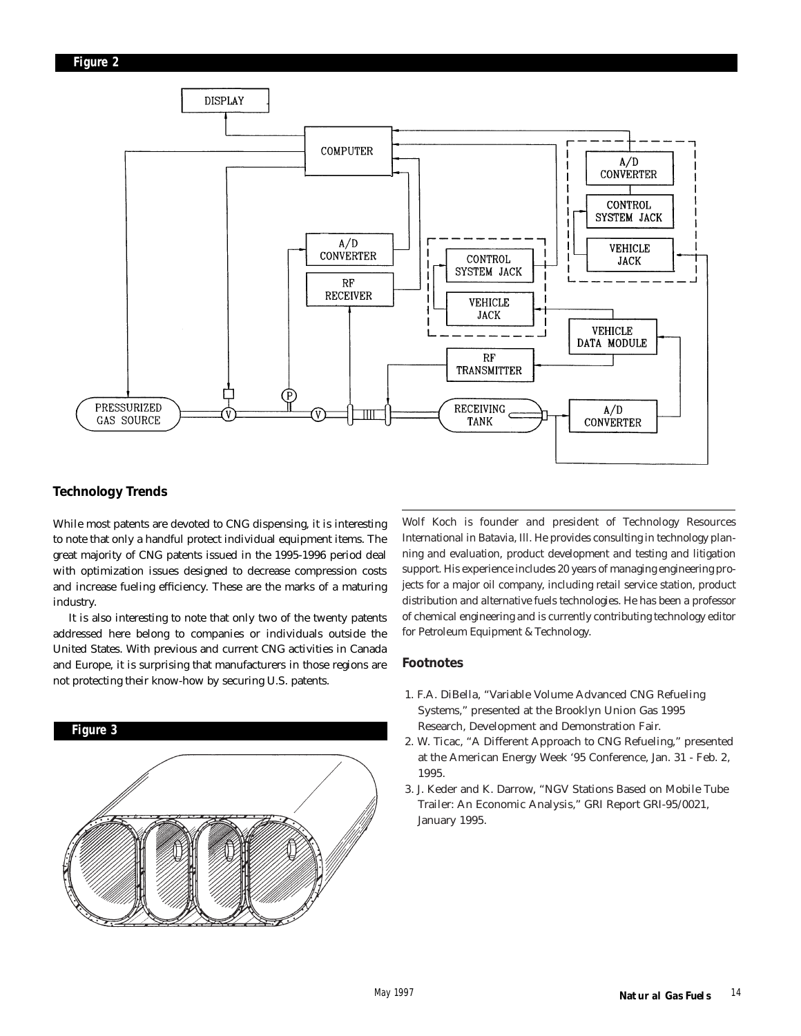**Figure 2**

DISPLAY

COMPUTER

A/D CONVERTER

CONTROL SYSTEM JACK

VEHICLE JACK

A/D CONVERTER

RF RECEIVER

CONTROL SYSTEM JACK

VEHICLE JACK

VEHICLE DATA MODULE

RF TRANSMITTER

PRESSURIZED GAS SOURCE

V

P

V

RECEIVING TANK

A/D CONVERTER

## Technology Trends

While most patents are devoted to CNG dispensing, it is interesting to note that only a handful protect individual equipment items. The great majority of CNG patents issued in the 1995-1996 period deal with optimization issues designed to decrease compression costs and increase fueling efficiency. These are the marks of a maturing industry.

It is also interesting to note that only two of the twenty patents addressed here belong to companies or individuals outside the United States. With previous and current CNG activities in Canada and Europe, it is surprising that manufacturers in those regions are not protecting their know-how by securing U.S. patents.

**Figure 3**

Wolf Koch is founder and president of Technology Resources International in Batavia, Ill. He provides consulting in technology planning and evaluation, product development and testing and litigation support. His experience includes 20 years of managing engineering projects for a major oil company, including retail service station, product distribution and alternative fuels technologies. He has been a professor of chemical engineering and is currently contributing technology editor for Petroleum Equipment & Technology.

## Footnotes

1. F.A. DiBella, "Variable Volume Advanced CNG Refueling Systems," presented at the Brooklyn Union Gas 1995 Research, Development and Demonstration Fair.
2. W. Ticac, "A Different Approach to CNG Refueling," presented at the American Energy Week '95 Conference, Jan. 31 - Feb. 2, 1995.
3. J. Keder and K. Darrow, "NGV Stations Based on Mobile Tube Trailer: An Economic Analysis," GRI Report GRI-95/0021, January 1995.